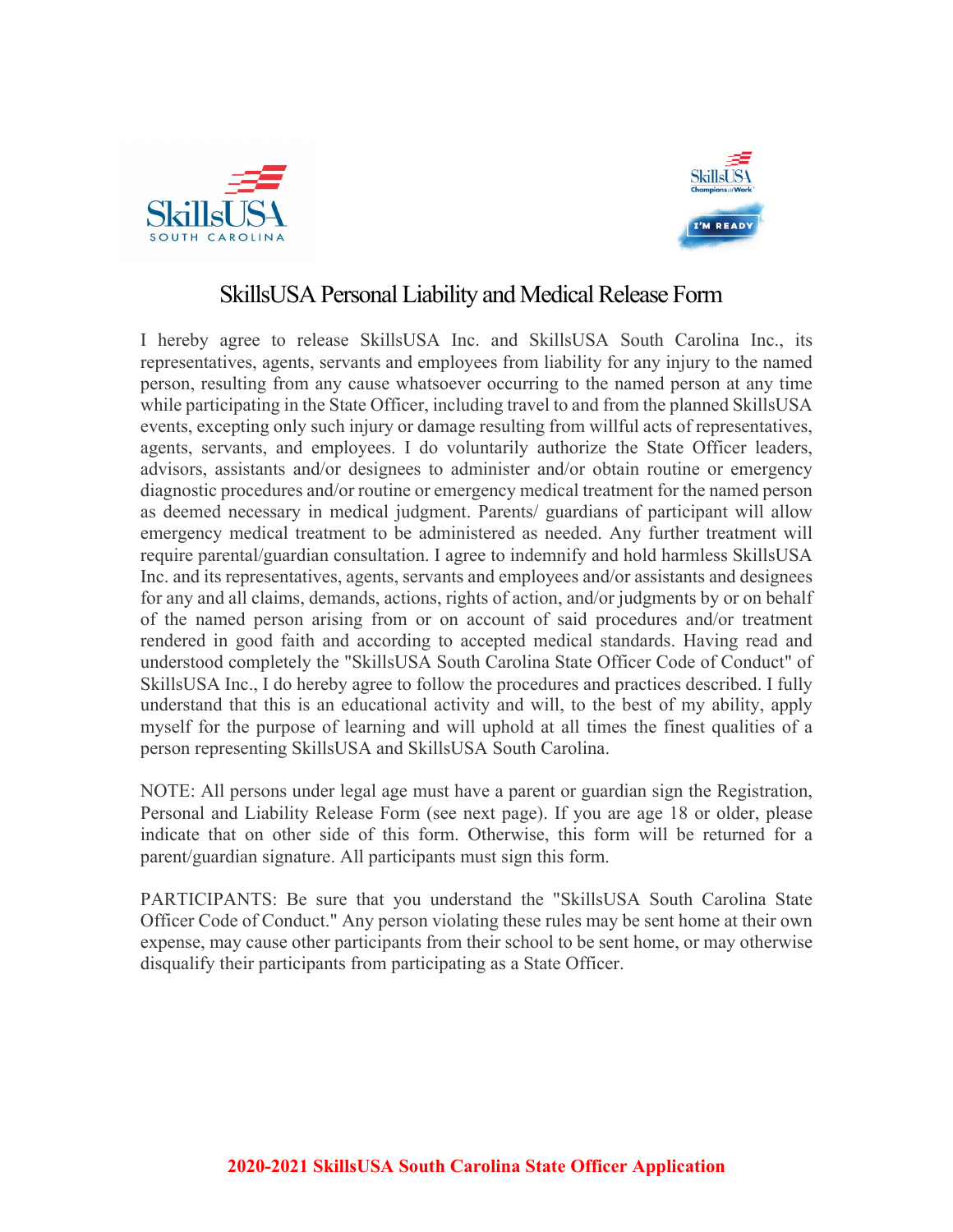# SkillsUSA Personal Liability and Medical Release Form

I hereby agree to release SkillsUSA Inc. and SkillsUSA South Carolina Inc., its representatives, agents, servants and employees from liability for any injury to the named person, resulting from any cause whatsoever occurring to the named person at any time while participating in the State Officer, including travel to and from the planned SkillsUSA events, excepting only such injury or damage resulting from willful acts of representatives, agents, servants, and employees. I do voluntarily authorize the State Officer leaders, advisors, assistants and/or designees to administer and/or obtain routine or emergency diagnostic procedures and/or routine or emergency medical treatment for the named person as deemed necessary in medical judgment. Parents/ guardians of participant will allow emergency medical treatment to be administered as needed. Any further treatment will require parental/guardian consultation. I agree to indemnify and hold harmless SkillsUSA Inc. and its representatives, agents, servants and employees and/or assistants and designees for any and all claims, demands, actions, rights of action, and/or judgments by or on behalf of the named person arising from or on account of said procedures and/or treatment rendered in good faith and according to accepted medical standards. Having read and understood completely the "SkillsUSA South Carolina State Officer Code of Conduct" of SkillsUSA Inc., I do hereby agree to follow the procedures and practices described. I fully understand that this is an educational activity and will, to the best of my ability, apply myself for the purpose of learning and will uphold at all times the finest qualities of a person representing SkillsUSA and SkillsUSA South Carolina.

NOTE: All persons under legal age must have a parent or guardian sign the Registration, Personal and Liability Release Form (see next page). If you are age 18 or older, please indicate that on other side of this form. Otherwise, this form will be returned for a parent/guardian signature. All participants must sign this form.

PARTICIPANTS: Be sure that you understand the "SkillsUSA South Carolina State Officer Code of Conduct." Any person violating these rules may be sent home at their own expense, may cause other participants from their school to be sent home, or may otherwise disqualify their participants from participating as a State Officer.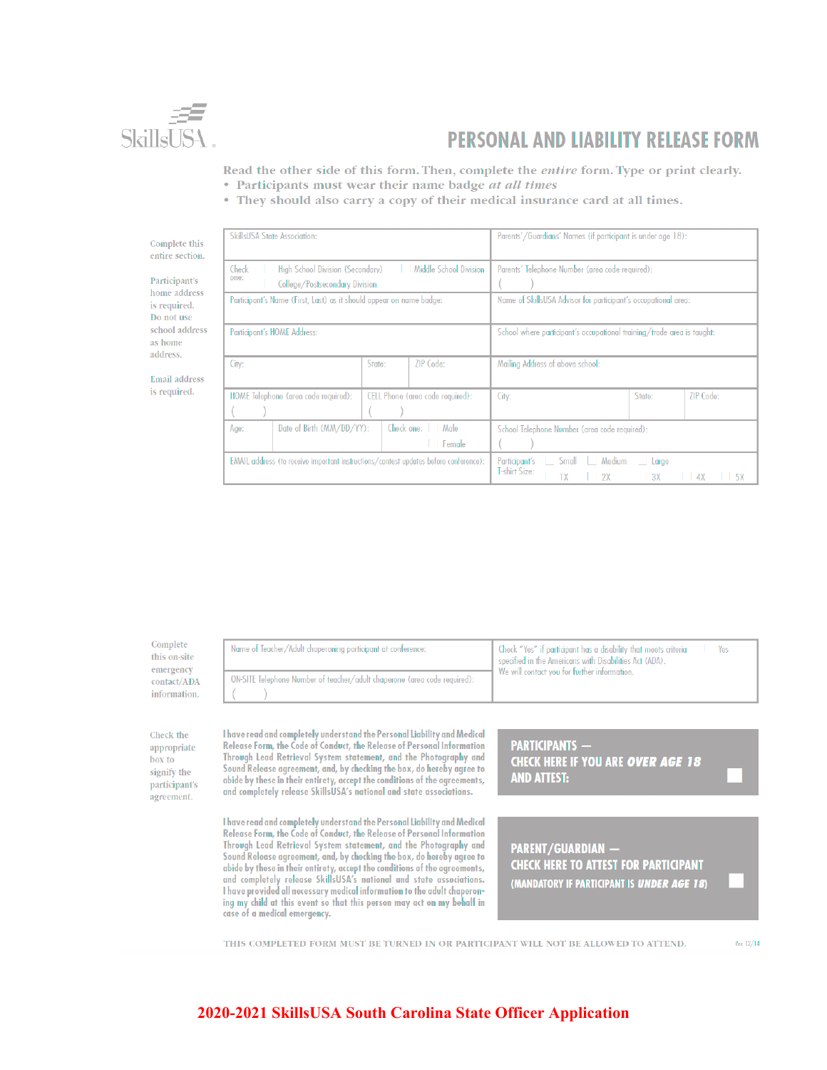SkillsUSA

# PERSONAL AND LIABILITY RELEASE FORM

Read the other side of this form. Then, complete the *entire* form. Type or print clearly.

- Participants must wear their name badge *at all times*
- They should also carry a copy of their medical insurance card at all times.

Complete this entire section.

Participant's home address is required. Do not use school address as home address.

Email address is required.

| | |
|---|---|
| SkillsUSA State Association: | Parents'/Guardians' Names (if participant is under age 18): |
| Check one: High School Division (Secondary) Middle School Division College/Postsecondary Division | Parents' Telephone Number (area code required): ( ) |
| Participant's Name (First, Last) as it should appear on name badge: | Name of SkillsUSA Advisor for participant's occupational area: |
| Participant's HOME Address: | School where participant's occupational training/trade area is taught: |
| City: State: ZIP Code: | Mailing Address of above school: |
| HOME Telephone (area code required): ( ) CELL Phone (area code required): ( ) | City: State: ZIP Code: |
| Age: Date of Birth (MM/DD/YY): Check one: Male Female | School Telephone Number (area code required): ( ) |
| EMAIL address (to receive important instructions/contest updates before conference): | Participant's T-shirt Size: Small Medium Large 1X 2X 3X 4X 5X |

Complete this on-site emergency contact/ADA information.

| | |
|---|---|
| Name of Teacher/Adult chaperoning participant at conference: | Check "Yes" if participant has a disability that meets criteria specified in the Americans with Disabilities Act (ADA). We will contact you for further information. Yes |
| ON-SITE Telephone Number of teacher/adult chaperone (area code required): ( ) | |

Check the appropriate box to signify the participant's agreement.

I have read and completely understand the Personal Liability and Medical Release Form, the Code of Conduct, the Release of Personal Information Through Lead Retrieval System statement, and the Photography and Sound Release agreement, and, by checking the box, do hereby agree to abide by these in their entirety, accept the conditions of the agreements, and completely release SkillsUSA's national and state associations.

**PARTICIPANTS — CHECK HERE IF YOU ARE *OVER AGE 18* AND ATTEST:** ☐

I have read and completely understand the Personal Liability and Medical Release Form, the Code of Conduct, the Release of Personal Information Through Lead Retrieval System statement, and the Photography and Sound Release agreement, and, by checking the box, do hereby agree to abide by these in their entirety, accept the conditions of the agreements, and completely release SkillsUSA's national and state associations. I have provided all necessary medical information to the adult chaperoning my child at this event so that this person may act on my behalf in case of a medical emergency.

**PARENT/GUARDIAN — CHECK HERE TO ATTEST FOR PARTICIPANT (MANDATORY IF PARTICIPANT IS *UNDER AGE 18*)** ☐

THIS COMPLETED FORM MUST BE TURNED IN OR PARTICIPANT WILL NOT BE ALLOWED TO ATTEND.

Rev 12/14

**2020-2021 SkillsUSA South Carolina State Officer Application**